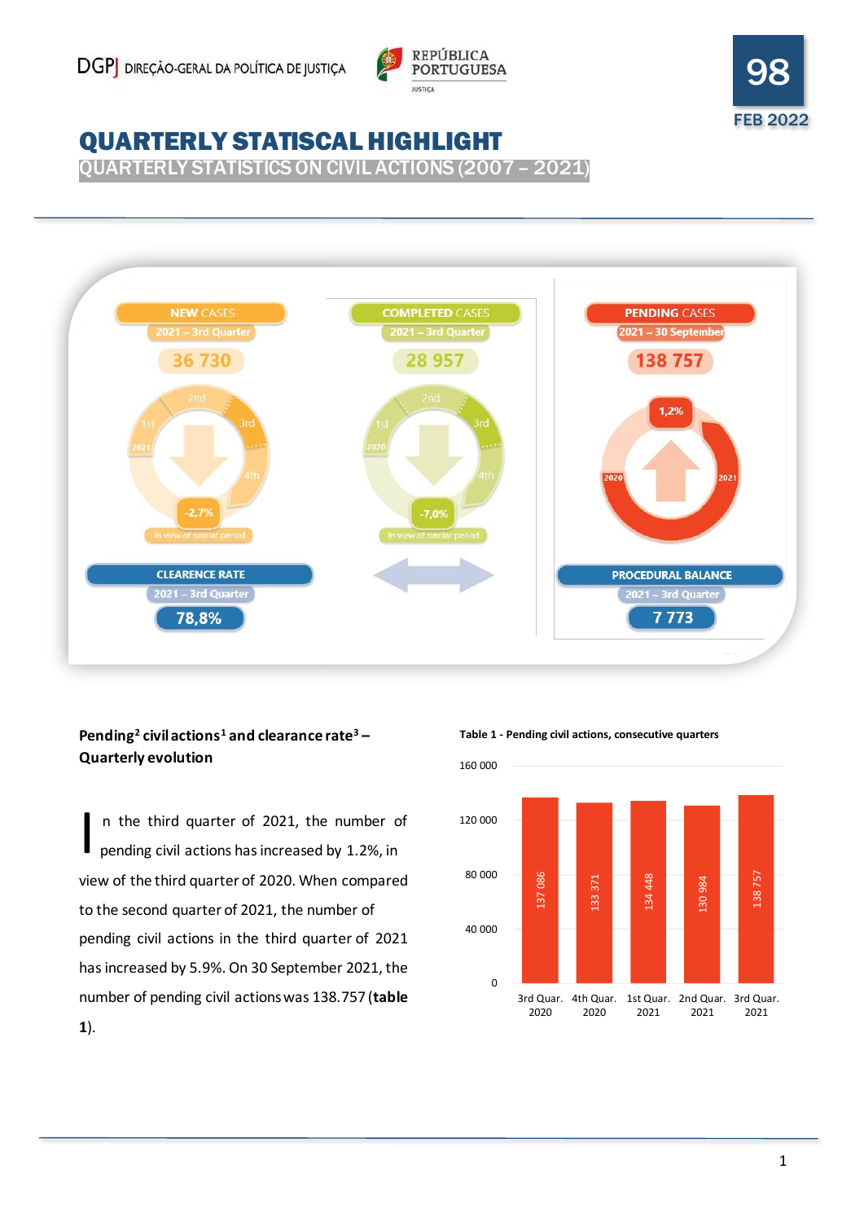DGPJ DIREÇÃO-GERAL DA POLÍTICA DE JUSTIÇA — REPÚBLICA PORTUGUESA JUSTIÇA

98
FEB 2022

# QUARTERLY STATISCAL HIGHLIGHT

## QUARTERLY STATISTICS ON CIVIL ACTIONS (2007 – 2021)

**NEW CASES**
2021 – 3rd Quarter
36 730
-2,7%
In view of similar period

**COMPLETED CASES**
2021 – 3rd Quarter
28 957
-7,0%
In view of similar period

**PENDING CASES**
2021 – 30 September
138 757
1,2%

**CLEARENCE RATE**
2021 – 3rd Quarter
78,8%

**PROCEDURAL BALANCE**
2021 – 3rd Quarter
7 773

### Pending[2] civil actions[1] and clearance rate[3] – Quarterly evolution

In the third quarter of 2021, the number of pending civil actions has increased by 1.2%, in view of the third quarter of 2020. When compared to the second quarter of 2021, the number of pending civil actions in the third quarter of 2021 has increased by 5.9%. On 30 September 2021, the number of pending civil actions was 138.757 (**table 1**).

**Table 1 - Pending civil actions, consecutive quarters**

| Quarter | Pending civil actions |
|---|---|
| 3rd Quar. 2020 | 137 086 |
| 4th Quar. 2020 | 133 371 |
| 1st Quar. 2021 | 134 448 |
| 2nd Quar. 2021 | 130 984 |
| 3rd Quar. 2021 | 138 757 |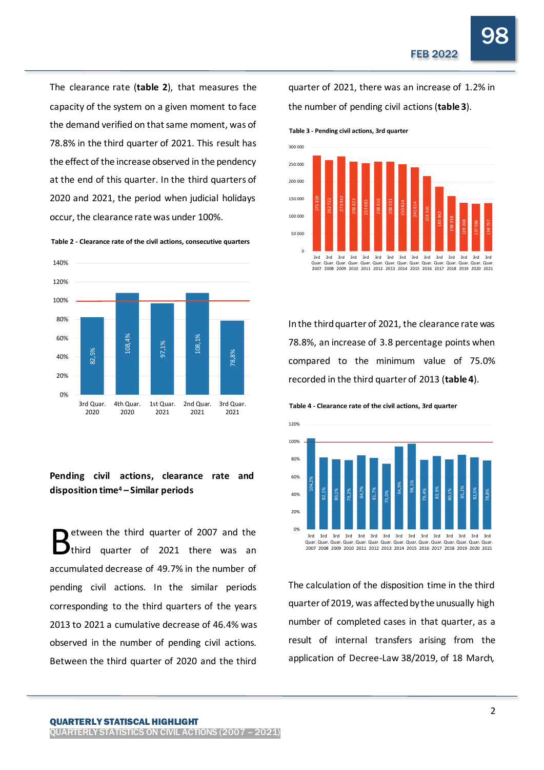The clearance rate (**table 2**), that measures the capacity of the system on a given moment to face the demand verified on that same moment, was of 78.8% in the third quarter of 2021. This result has the effect of the increase observed in the pendency at the end of this quarter. In the third quarters of 2020 and 2021, the period when judicial holidays occur, the clearance rate was under 100%.

**Table 2 - Clearance rate of the civil actions, consecutive quarters**

| 3rd Quar. 2020 | 4th Quar. 2020 | 1st Quar. 2021 | 2nd Quar. 2021 | 3rd Quar. 2021 |
|---|---|---|---|---|
| 82,5% | 108,4% | 97,1% | 108,1% | 78,8% |

## Pending civil actions, clearance rate and disposition time[4] – Similar periods

Between the third quarter of 2007 and the third quarter of 2021 there was an accumulated decrease of 49.7% in the number of pending civil actions. In the similar periods corresponding to the third quarters of the years 2013 to 2021 a cumulative decrease of 46.4% was observed in the number of pending civil actions. Between the third quarter of 2020 and the third quarter of 2021, there was an increase of 1.2% in the number of pending civil actions (**table 3**).

**Table 3 - Pending civil actions, 3rd quarter**

| 3rd Quar. 2007 | 3rd Quar. 2008 | 3rd Quar. 2009 | 3rd Quar. 2010 | 3rd Quar. 2011 | 3rd Quar. 2012 | 3rd Quar. 2013 | 3rd Quar. 2014 | 3rd Quar. 2015 | 3rd Quar. 2016 | 3rd Quar. 2017 | 3rd Quar. 2018 | 3rd Quar. 2019 | 3rd Quar. 2020 | 3rd Quar. 2021 |
|---|---|---|---|---|---|---|---|---|---|---|---|---|---|---|
| 275 829 | 262 722 | 273942 | 258 823 | 253 685 | 258 816 | 258 551 | 250824 | 241814 | 216 541 | 185 942 | 158 358 | 139 248 | 137 086 | 138 757 |

In the third quarter of 2021, the clearance rate was 78.8%, an increase of 3.8 percentage points when compared to the minimum value of 75.0% recorded in the third quarter of 2013 (**table 4**).

**Table 4 - Clearance rate of the civil actions, 3rd quarter**

| 3rd Quar. 2007 | 3rd Quar. 2008 | 3rd Quar. 2009 | 3rd Quar. 2010 | 3rd Quar. 2011 | 3rd Quar. 2012 | 3rd Quar. 2013 | 3rd Quar. 2014 | 3rd Quar. 2015 | 3rd Quar. 2016 | 3rd Quar. 2017 | 3rd Quar. 2018 | 3rd Quar. 2019 | 3rd Quar. 2020 | 3rd Quar. 2021 |
|---|---|---|---|---|---|---|---|---|---|---|---|---|---|---|
| 104,2% | 82,1% | 80,1% | 79,2% | 84,7% | 81,7% | 75,0% | 94,9% | 98,1% | 79,4% | 83,9% | 80,1% | 85,2% | 82,5% | 78,8% |

The calculation of the disposition time in the third quarter of 2019, was affected by the unusually high number of completed cases in that quarter, as a result of internal transfers arising from the application of Decree-Law 38/2019, of 18 March,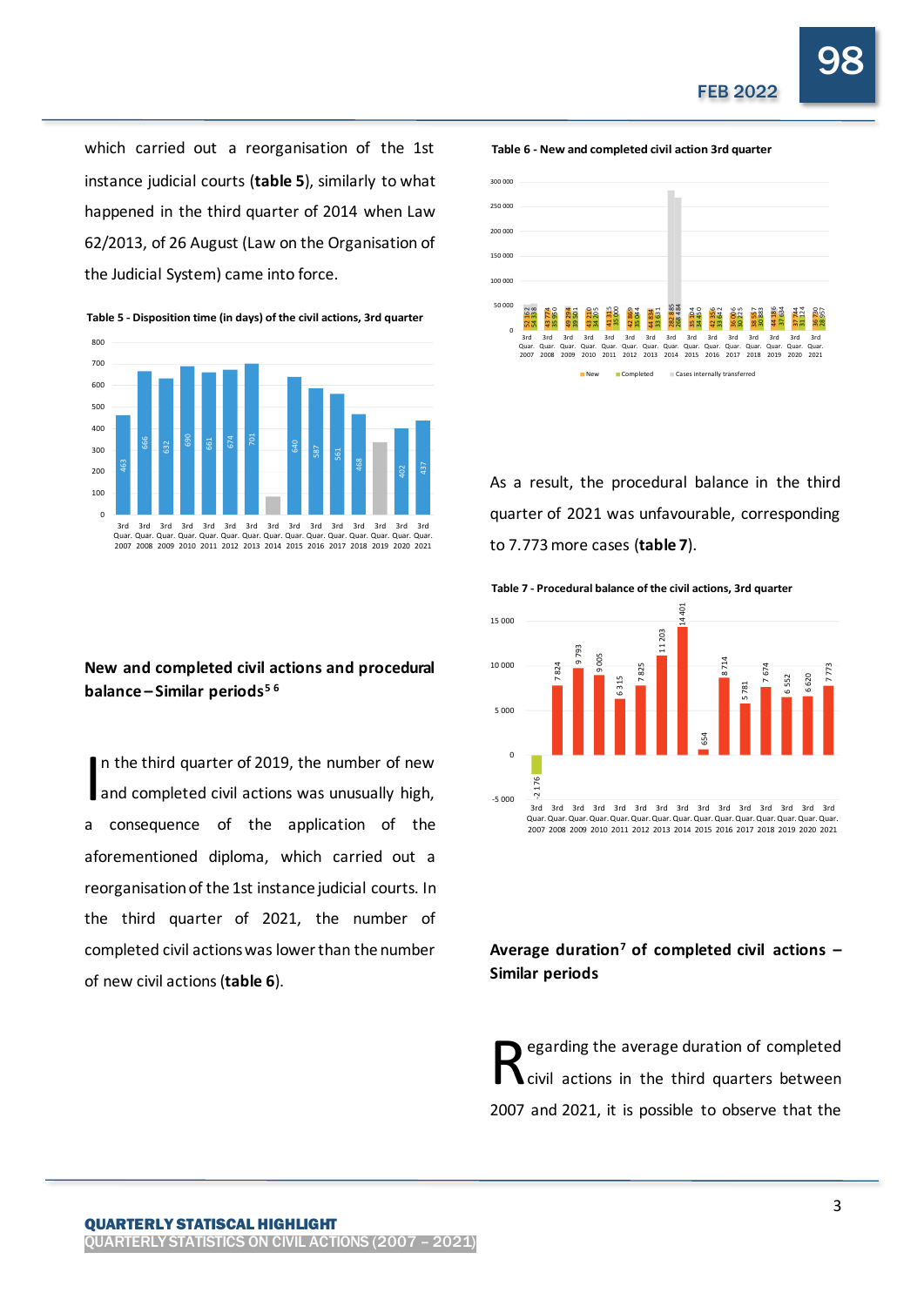which carried out a reorganisation of the 1st instance judicial courts (**table 5**), similarly to what happened in the third quarter of 2014 when Law 62/2013, of 26 August (Law on the Organisation of the Judicial System) came into force.

**Table 5 - Disposition time (in days) of the civil actions, 3rd quarter**

| 3rd Quar. 2007 | 3rd Quar. 2008 | 3rd Quar. 2009 | 3rd Quar. 2010 | 3rd Quar. 2011 | 3rd Quar. 2012 | 3rd Quar. 2013 | 3rd Quar. 2014 | 3rd Quar. 2015 | 3rd Quar. 2016 | 3rd Quar. 2017 | 3rd Quar. 2018 | 3rd Quar. 2019 | 3rd Quar. 2020 | 3rd Quar. 2021 |
|---|---|---|---|---|---|---|---|---|---|---|---|---|---|---|
| 463 | 666 | 632 | 690 | 661 | 674 | 701 | | 640 | 587 | 561 | 468 | | 402 | 437 |

## New and completed civil actions and procedural balance – Similar periods[5][6]

In the third quarter of 2019, the number of new and completed civil actions was unusually high, a consequence of the application of the aforementioned diploma, which carried out a reorganisation of the 1st instance judicial courts. In the third quarter of 2021, the number of completed civil actions was lower than the number of new civil actions (**table 6**).

**Table 6 - New and completed civil action 3rd quarter**

| | New | Completed |
|---|---|---|
| 3rd Quar. 2007 | 52 162 | 54 338 |
| 3rd Quar. 2008 | 43 774 | 35 950 |
| 3rd Quar. 2009 | 49 294 | 39 501 |
| 3rd Quar. 2010 | 43 210 | 34 205 |
| 3rd Quar. 2011 | 41 315 | 35 000 |
| 3rd Quar. 2012 | 42 869 | 35 044 |
| 3rd Quar. 2013 | 44 834 | 33 631 |
| 3rd Quar. 2014 | 282 885 | 268 484 |
| 3rd Quar. 2015 | 35 104 | 34 450 |
| 3rd Quar. 2016 | 42 356 | 33 642 |
| 3rd Quar. 2017 | 36 006 | 30 225 |
| 3rd Quar. 2018 | 38 557 | 30 883 |
| 3rd Quar. 2019 | 44 186 | 37 634 |
| 3rd Quar. 2020 | 37 744 | 31 124 |
| 3rd Quar. 2021 | 36 730 | 28 957 |

New / Completed / Cases internally transferred

As a result, the procedural balance in the third quarter of 2021 was unfavourable, corresponding to 7.773 more cases (**table 7**).

**Table 7 - Procedural balance of the civil actions, 3rd quarter**

| 3rd Quar. 2007 | 3rd Quar. 2008 | 3rd Quar. 2009 | 3rd Quar. 2010 | 3rd Quar. 2011 | 3rd Quar. 2012 | 3rd Quar. 2013 | 3rd Quar. 2014 | 3rd Quar. 2015 | 3rd Quar. 2016 | 3rd Quar. 2017 | 3rd Quar. 2018 | 3rd Quar. 2019 | 3rd Quar. 2020 | 3rd Quar. 2021 |
|---|---|---|---|---|---|---|---|---|---|---|---|---|---|---|
| -2 176 | 7 824 | 9 793 | 9 005 | 6 315 | 7 825 | 11 203 | 14 401 | 654 | 8 714 | 5 781 | 7 674 | 6 552 | 6 620 | 7 773 |

## Average duration[7] of completed civil actions – Similar periods

Regarding the average duration of completed civil actions in the third quarters between 2007 and 2021, it is possible to observe that the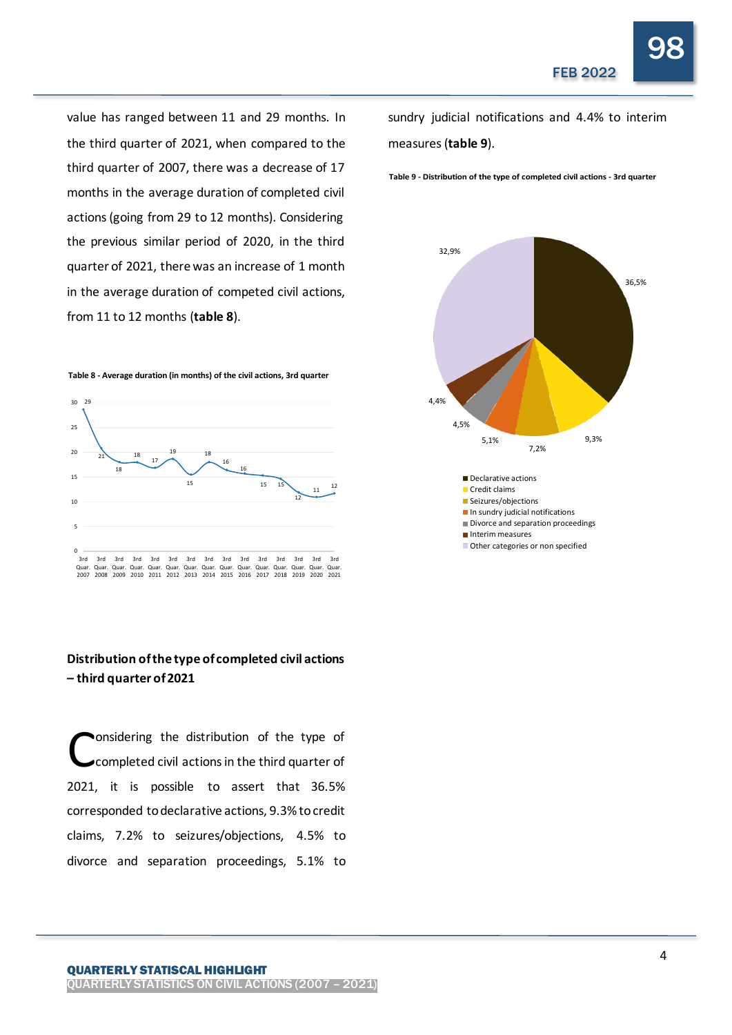value has ranged between 11 and 29 months. In the third quarter of 2021, when compared to the third quarter of 2007, there was a decrease of 17 months in the average duration of completed civil actions (going from 29 to 12 months). Considering the previous similar period of 2020, in the third quarter of 2021, there was an increase of 1 month in the average duration of competed civil actions, from 11 to 12 months (**table 8**).

**Table 8 - Average duration (in months) of the civil actions, 3rd quarter**

| 3rd Quar. 2007 | 3rd Quar. 2008 | 3rd Quar. 2009 | 3rd Quar. 2010 | 3rd Quar. 2011 | 3rd Quar. 2012 | 3rd Quar. 2013 | 3rd Quar. 2014 | 3rd Quar. 2015 | 3rd Quar. 2016 | 3rd Quar. 2017 | 3rd Quar. 2018 | 3rd Quar. 2019 | 3rd Quar. 2020 | 3rd Quar. 2021 |
|---|---|---|---|---|---|---|---|---|---|---|---|---|---|---|
| 29 | 21 | 18 | 18 | 17 | 19 | 15 | 18 | 16 | 16 | 15 | 15 | 12 | 11 | 12 |

## Distribution of the type of completed civil actions – third quarter of 2021

Considering the distribution of the type of completed civil actions in the third quarter of 2021, it is possible to assert that 36.5% corresponded to declarative actions, 9.3% to credit claims, 7.2% to seizures/objections, 4.5% to divorce and separation proceedings, 5.1% to sundry judicial notifications and 4.4% to interim measures (**table 9**).

**Table 9 - Distribution of the type of completed civil actions - 3rd quarter**

| Type | % |
|---|---|
| Declarative actions | 36,5% |
| Credit claims | 9,3% |
| Seizures/objections | 7,2% |
| In sundry judicial notifications | 5,1% |
| Divorce and separation proceedings | 4,5% |
| Interim measures | 4,4% |
| Other categories or non specified | 32,9% |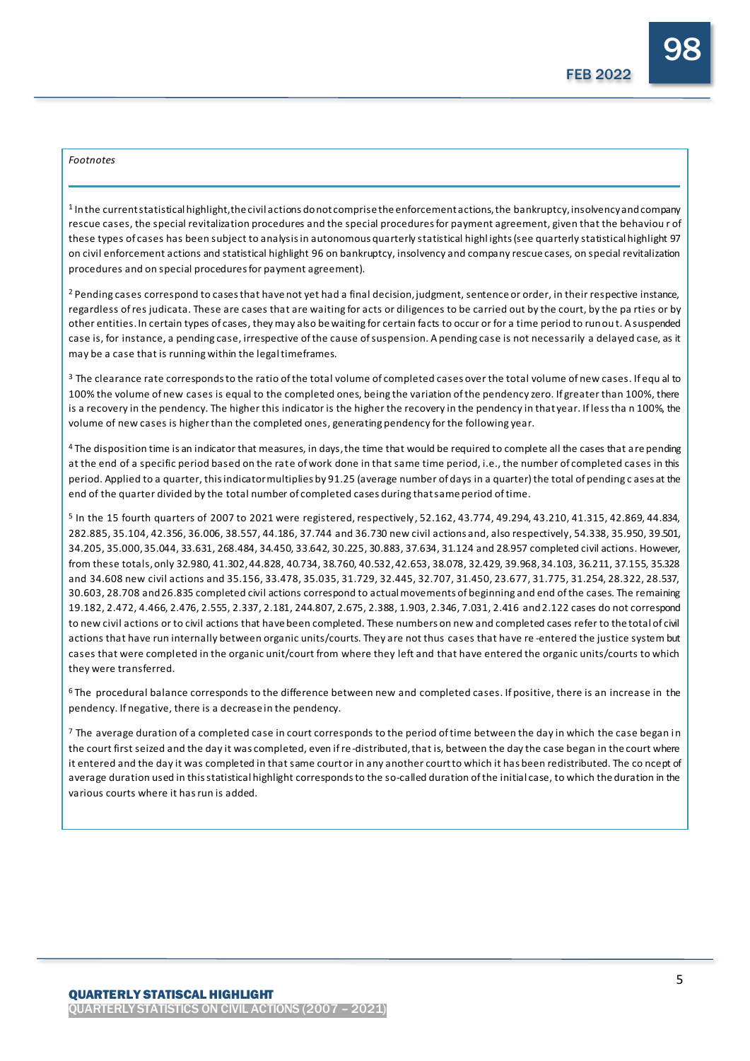*Footnotes*

[1] In the current statistical highlight, the civil actions do not comprise the enforcement actions, the bankruptcy, insolvency and company rescue cases, the special revitalization procedures and the special procedures for payment agreement, given that the behaviour of these types of cases has been subject to analysis in autonomous quarterly statistical highlights (see quarterly statistical highlight 97 on civil enforcement actions and statistical highlight 96 on bankruptcy, insolvency and company rescue cases, on special revitalization procedures and on special procedures for payment agreement).

[2] Pending cases correspond to cases that have not yet had a final decision, judgment, sentence or order, in their respective instance, regardless of res judicata. These are cases that are waiting for acts or diligences to be carried out by the court, by the parties or by other entities. In certain types of cases, they may also be waiting for certain facts to occur or for a time period to run out. A suspended case is, for instance, a pending case, irrespective of the cause of suspension. A pending case is not necessarily a delayed case, as it may be a case that is running within the legal timeframes.

[3] The clearance rate corresponds to the ratio of the total volume of completed cases over the total volume of new cases. If equal to 100% the volume of new cases is equal to the completed ones, being the variation of the pendency zero. If greater than 100%, there is a recovery in the pendency. The higher this indicator is the higher the recovery in the pendency in that year. If less than 100%, the volume of new cases is higher than the completed ones, generating pendency for the following year.

[4] The disposition time is an indicator that measures, in days, the time that would be required to complete all the cases that are pending at the end of a specific period based on the rate of work done in that same time period, i.e., the number of completed cases in this period. Applied to a quarter, this indicator multiplies by 91.25 (average number of days in a quarter) the total of pending cases at the end of the quarter divided by the total number of completed cases during that same period of time.

[5] In the 15 fourth quarters of 2007 to 2021 were registered, respectively, 52.162, 43.774, 49.294, 43.210, 41.315, 42.869, 44.834, 282.885, 35.104, 42.356, 36.006, 38.557, 44.186, 37.744 and 36.730 new civil actions and, also respectively, 54.338, 35.950, 39.501, 34.205, 35.000, 35.044, 33.631, 268.484, 34.450, 33.642, 30.225, 30.883, 37.634, 31.124 and 28.957 completed civil actions. However, from these totals, only 32.980, 41.302, 44.828, 40.734, 38.760, 40.532, 42.653, 38.078, 32.429, 39.968, 34.103, 36.211, 37.155, 35.328 and 34.608 new civil actions and 35.156, 33.478, 35.035, 31.729, 32.445, 32.707, 31.450, 23.677, 31.775, 31.254, 28.322, 28.537, 30.603, 28.708 and 26.835 completed civil actions correspond to actual movements of beginning and end of the cases. The remaining 19.182, 2.472, 4.466, 2.476, 2.555, 2.337, 2.181, 244.807, 2.675, 2.388, 1.903, 2.346, 7.031, 2.416 and 2.122 cases do not correspond to new civil actions or to civil actions that have been completed. These numbers on new and completed cases refer to the total of civil actions that have run internally between organic units/courts. They are not thus cases that have re-entered the justice system but cases that were completed in the organic unit/court from where they left and that have entered the organic units/courts to which they were transferred.

[6] The procedural balance corresponds to the difference between new and completed cases. If positive, there is an increase in the pendency. If negative, there is a decrease in the pendency.

[7] The average duration of a completed case in court corresponds to the period of time between the day in which the case began in the court first seized and the day it was completed, even if re-distributed, that is, between the day the case began in the court where it entered and the day it was completed in that same court or in any another court to which it has been redistributed. The concept of average duration used in this statistical highlight corresponds to the so-called duration of the initial case, to which the duration in the various courts where it has run is added.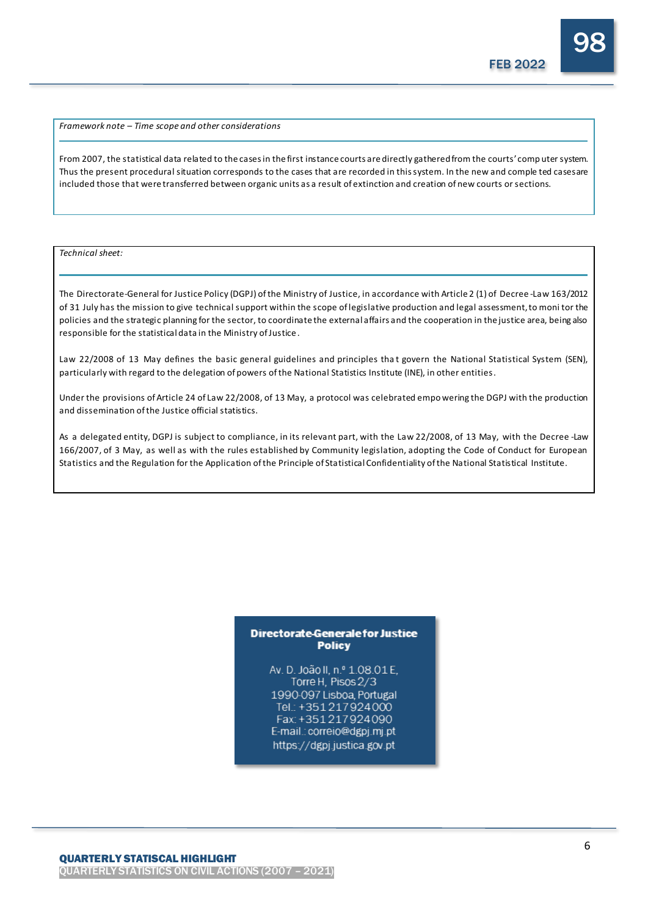*Framework note – Time scope and other considerations*

From 2007, the statistical data related to the cases in the first instance courts are directly gathered from the courts' computer system. Thus the present procedural situation corresponds to the cases that are recorded in this system. In the new and completed cases are included those that were transferred between organic units as a result of extinction and creation of new courts or sections.

*Technical sheet:*

The Directorate-General for Justice Policy (DGPJ) of the Ministry of Justice, in accordance with Article 2 (1) of Decree-Law 163/2012 of 31 July has the mission to give technical support within the scope of legislative production and legal assessment, to monitor the policies and the strategic planning for the sector, to coordinate the external affairs and the cooperation in the justice area, being also responsible for the statistical data in the Ministry of Justice.

Law 22/2008 of 13 May defines the basic general guidelines and principles that govern the National Statistical System (SEN), particularly with regard to the delegation of powers of the National Statistics Institute (INE), in other entities.

Under the provisions of Article 24 of Law 22/2008, of 13 May, a protocol was celebrated empowering the DGPJ with the production and dissemination of the Justice official statistics.

As a delegated entity, DGPJ is subject to compliance, in its relevant part, with the Law 22/2008, of 13 May, with the Decree-Law 166/2007, of 3 May, as well as with the rules established by Community legislation, adopting the Code of Conduct for European Statistics and the Regulation for the Application of the Principle of Statistical Confidentiality of the National Statistical Institute.

**Directorate-General for Justice Policy**

Av. D. João II, n.º 1.08.01 E,
Torre H, Pisos 2/3
1990-097 Lisboa, Portugal
Tel.: +351 217 924 000
Fax: +351 217 924 090
E-mail.: correio@dgpj.mj.pt
https://dgpj.justica.gov.pt